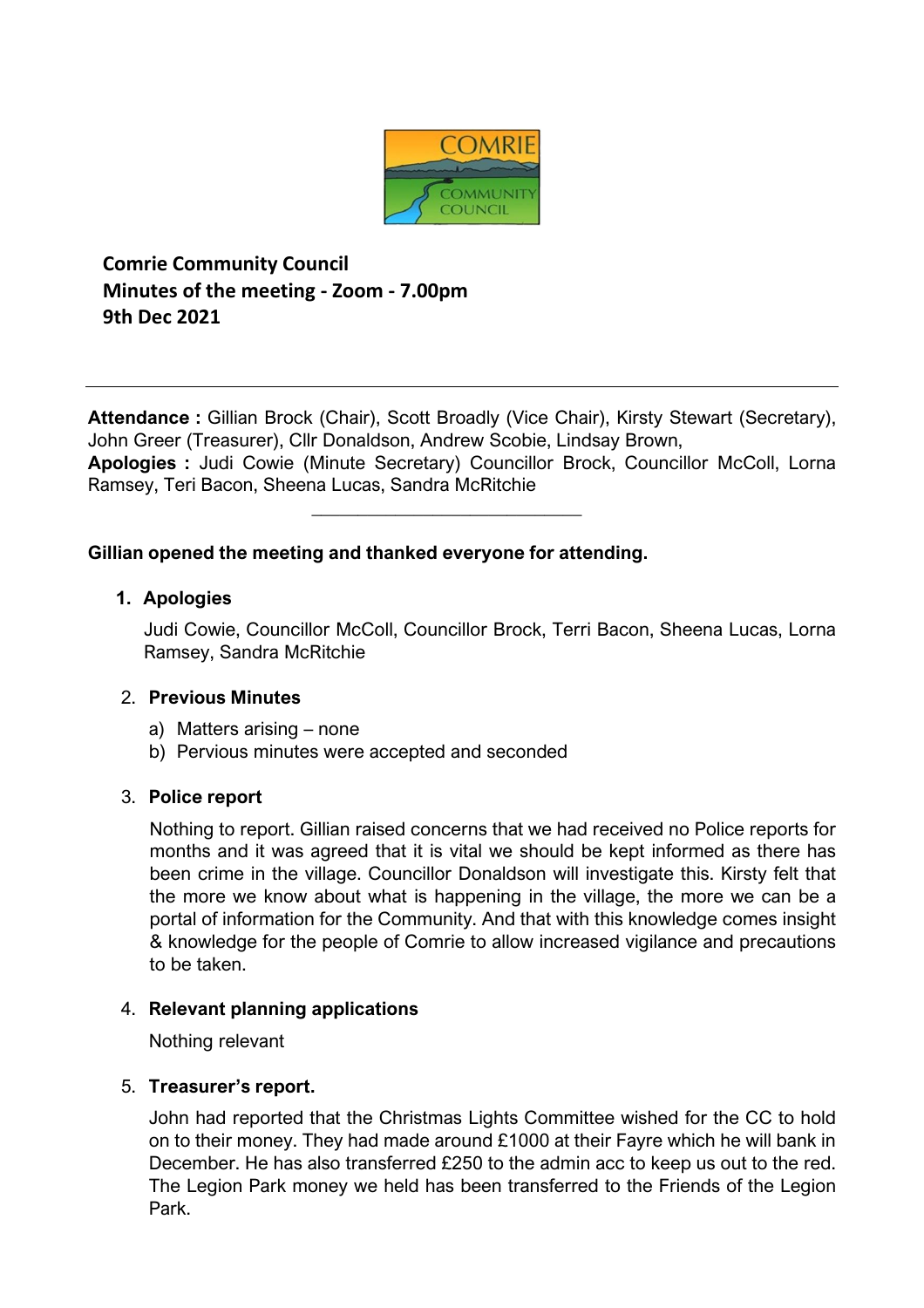**Comrie Community Council**
**Minutes of the meeting - Zoom - 7.00pm**
**9th Dec 2021**

---

**Attendance :** Gillian Brock (Chair), Scott Broadly (Vice Chair), Kirsty Stewart (Secretary), John Greer (Treasurer), Cllr Donaldson, Andrew Scobie, Lindsay Brown,
**Apologies :** Judi Cowie (Minute Secretary) Councillor Brock, Councillor McColl, Lorna Ramsey, Teri Bacon, Sheena Lucas, Sandra McRitchie

---

**Gillian opened the meeting and thanked everyone for attending.**

1. **Apologies**

   Judi Cowie, Councillor McColl, Councillor Brock, Terri Bacon, Sheena Lucas, Lorna Ramsey, Sandra McRitchie

2. **Previous Minutes**

   a) Matters arising – none
   b) Pervious minutes were accepted and seconded

3. **Police report**

   Nothing to report. Gillian raised concerns that we had received no Police reports for months and it was agreed that it is vital we should be kept informed as there has been crime in the village. Councillor Donaldson will investigate this. Kirsty felt that the more we know about what is happening in the village, the more we can be a portal of information for the Community. And that with this knowledge comes insight & knowledge for the people of Comrie to allow increased vigilance and precautions to be taken.

4. **Relevant planning applications**

   Nothing relevant

5. **Treasurer's report.**

   John had reported that the Christmas Lights Committee wished for the CC to hold on to their money. They had made around £1000 at their Fayre which he will bank in December. He has also transferred £250 to the admin acc to keep us out to the red. The Legion Park money we held has been transferred to the Friends of the Legion Park.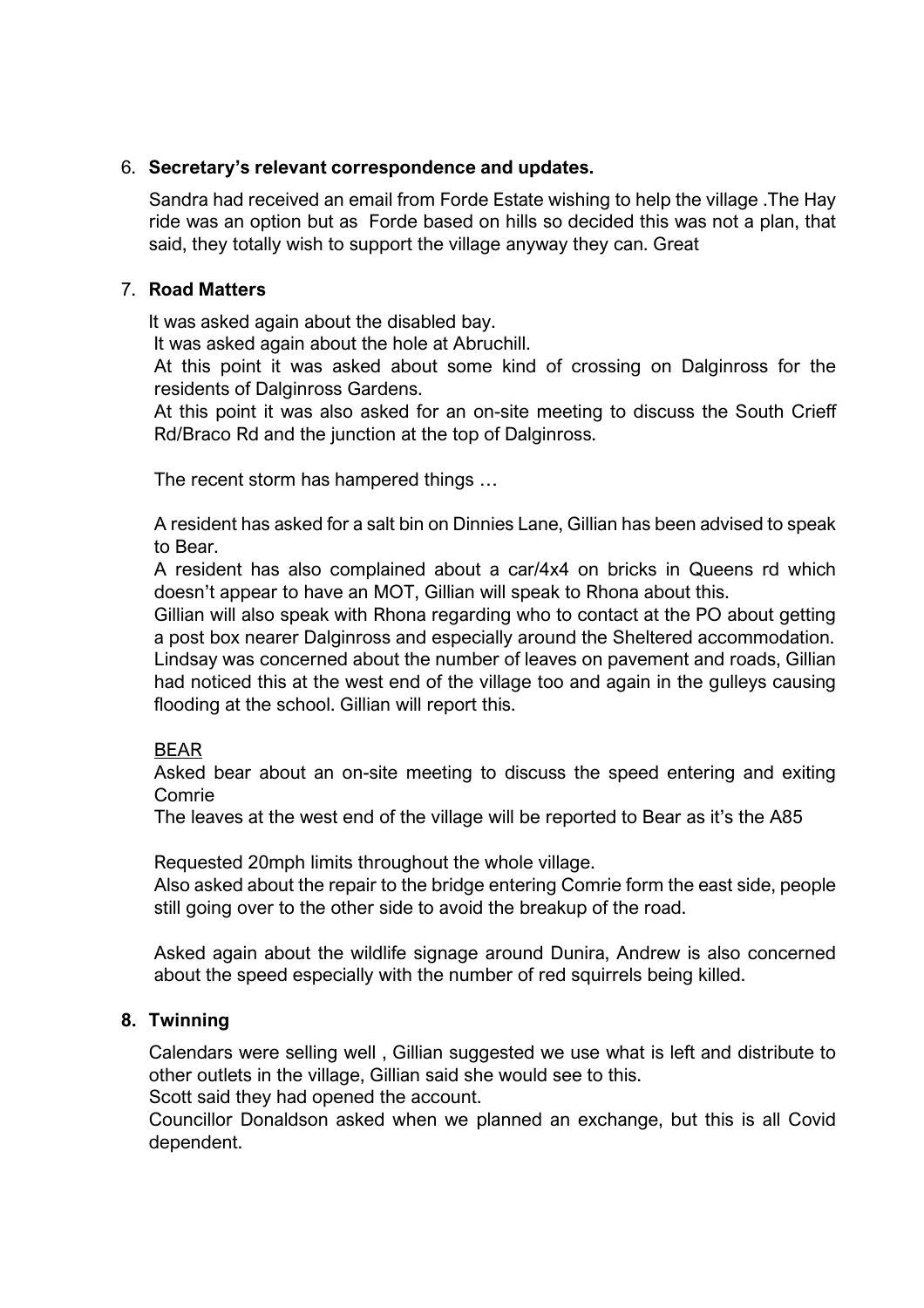6. **Secretary's relevant correspondence and updates.**

   Sandra had received an email from Forde Estate wishing to help the village .The Hay ride was an option but as Forde based on hills so decided this was not a plan, that said, they totally wish to support the village anyway they can. Great

7. **Road Matters**

   It was asked again about the disabled bay.
   It was asked again about the hole at Abruchill.
   At this point it was asked about some kind of crossing on Dalginross for the residents of Dalginross Gardens.
   At this point it was also asked for an on-site meeting to discuss the South Crieff Rd/Braco Rd and the junction at the top of Dalginross.

   The recent storm has hampered things …

   A resident has asked for a salt bin on Dinnies Lane, Gillian has been advised to speak to Bear.
   A resident has also complained about a car/4x4 on bricks in Queens rd which doesn't appear to have an MOT, Gillian will speak to Rhona about this.
   Gillian will also speak with Rhona regarding who to contact at the PO about getting a post box nearer Dalginross and especially around the Sheltered accommodation.
   Lindsay was concerned about the number of leaves on pavement and roads, Gillian had noticed this at the west end of the village too and again in the gulleys causing flooding at the school. Gillian will report this.

   <u>BEAR</u>
   Asked bear about an on-site meeting to discuss the speed entering and exiting Comrie
   The leaves at the west end of the village will be reported to Bear as it's the A85

   Requested 20mph limits throughout the whole village.
   Also asked about the repair to the bridge entering Comrie form the east side, people still going over to the other side to avoid the breakup of the road.

   Asked again about the wildlife signage around Dunira, Andrew is also concerned about the speed especially with the number of red squirrels being killed.

8. **Twinning**

   Calendars were selling well , Gillian suggested we use what is left and distribute to other outlets in the village, Gillian said she would see to this.
   Scott said they had opened the account.
   Councillor Donaldson asked when we planned an exchange, but this is all Covid dependent.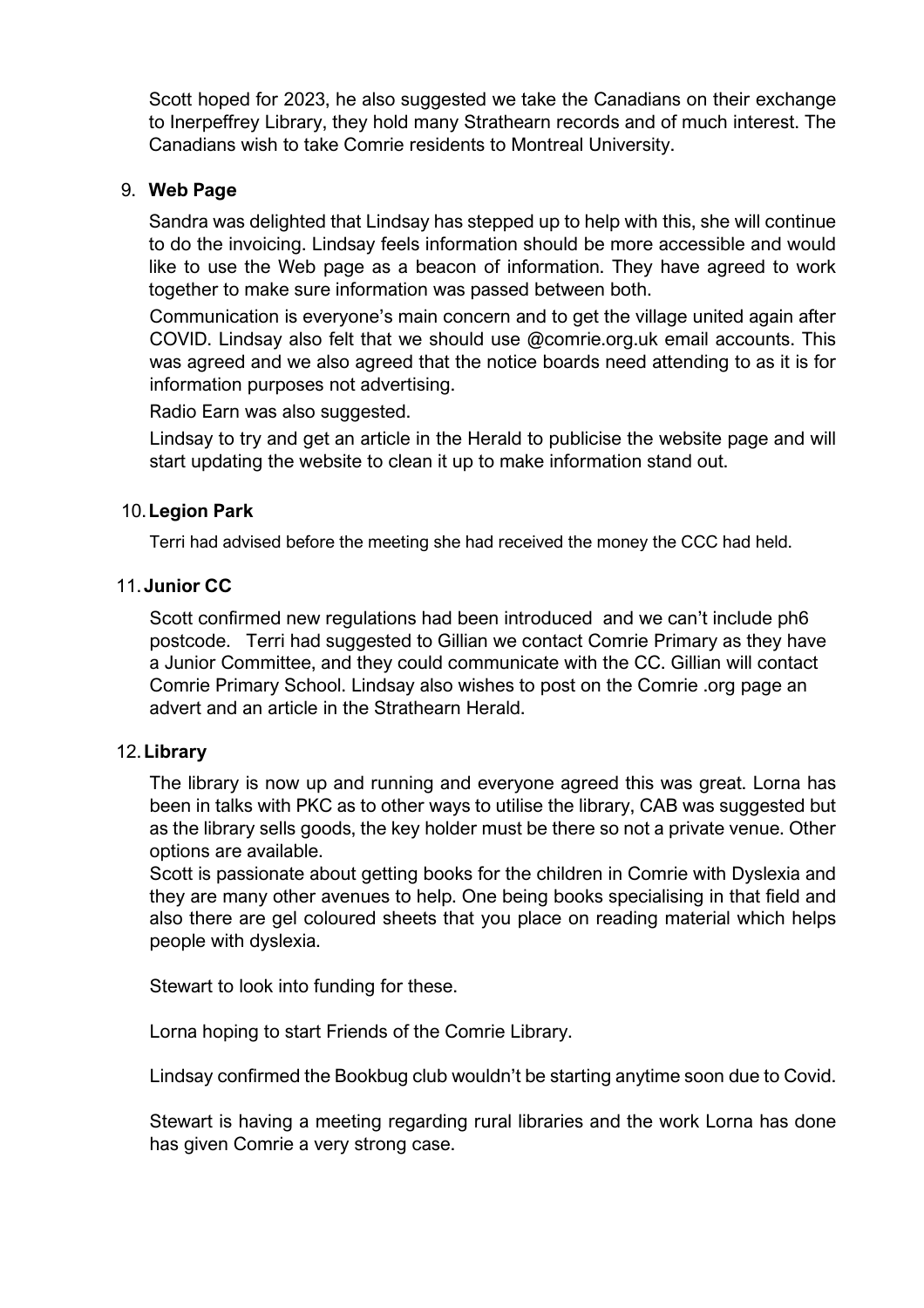Scott hoped for 2023, he also suggested we take the Canadians on their exchange to Inerpeffrey Library, they hold many Strathearn records and of much interest. The Canadians wish to take Comrie residents to Montreal University.

9. **Web Page**

   Sandra was delighted that Lindsay has stepped up to help with this, she will continue to do the invoicing. Lindsay feels information should be more accessible and would like to use the Web page as a beacon of information. They have agreed to work together to make sure information was passed between both.

   Communication is everyone's main concern and to get the village united again after COVID. Lindsay also felt that we should use @comrie.org.uk email accounts. This was agreed and we also agreed that the notice boards need attending to as it is for information purposes not advertising.

   Radio Earn was also suggested.

   Lindsay to try and get an article in the Herald to publicise the website page and will start updating the website to clean it up to make information stand out.

10. **Legion Park**

    Terri had advised before the meeting she had received the money the CCC had held.

11. **Junior CC**

    Scott confirmed new regulations had been introduced and we can't include ph6 postcode. Terri had suggested to Gillian we contact Comrie Primary as they have a Junior Committee, and they could communicate with the CC. Gillian will contact Comrie Primary School. Lindsay also wishes to post on the Comrie .org page an advert and an article in the Strathearn Herald.

12. **Library**

    The library is now up and running and everyone agreed this was great. Lorna has been in talks with PKC as to other ways to utilise the library, CAB was suggested but as the library sells goods, the key holder must be there so not a private venue. Other options are available.

    Scott is passionate about getting books for the children in Comrie with Dyslexia and they are many other avenues to help. One being books specialising in that field and also there are gel coloured sheets that you place on reading material which helps people with dyslexia.

    Stewart to look into funding for these.

    Lorna hoping to start Friends of the Comrie Library.

    Lindsay confirmed the Bookbug club wouldn't be starting anytime soon due to Covid.

    Stewart is having a meeting regarding rural libraries and the work Lorna has done has given Comrie a very strong case.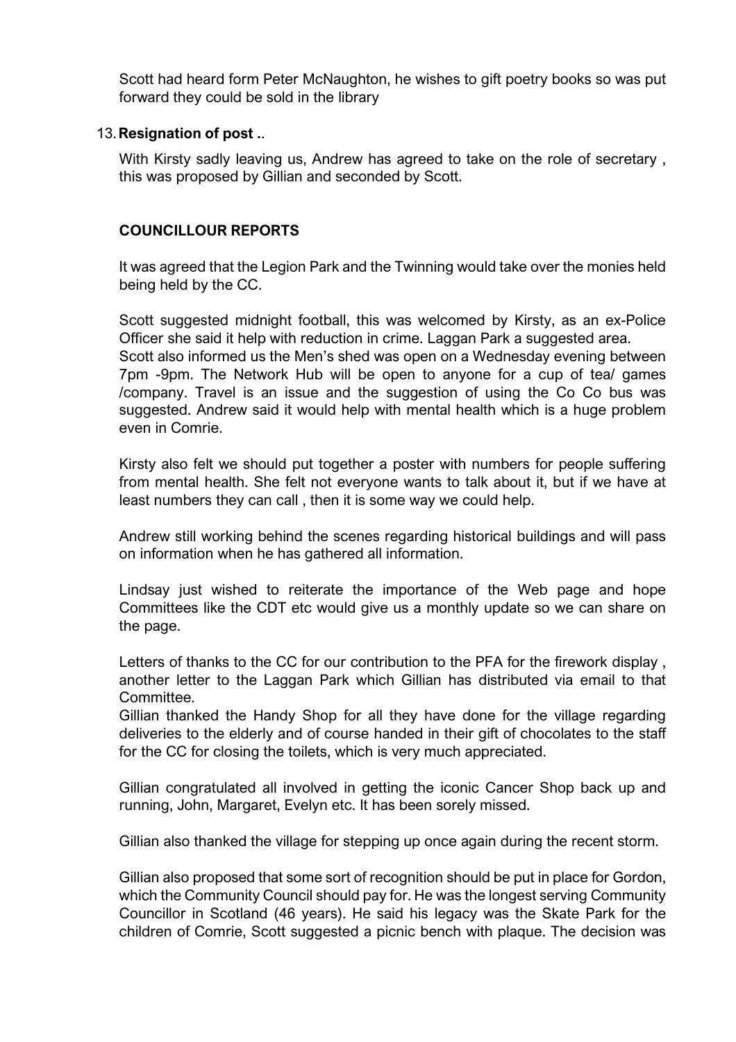Scott had heard form Peter McNaughton, he wishes to gift poetry books so was put forward they could be sold in the library

13. **Resignation of post ..**

    With Kirsty sadly leaving us, Andrew has agreed to take on the role of secretary , this was proposed by Gillian and seconded by Scott.

**COUNCILLOUR REPORTS**

It was agreed that the Legion Park and the Twinning would take over the monies held being held by the CC.

Scott suggested midnight football, this was welcomed by Kirsty, as an ex-Police Officer she said it help with reduction in crime. Laggan Park a suggested area.
Scott also informed us the Men's shed was open on a Wednesday evening between 7pm -9pm. The Network Hub will be open to anyone for a cup of tea/ games /company. Travel is an issue and the suggestion of using the Co Co bus was suggested. Andrew said it would help with mental health which is a huge problem even in Comrie.

Kirsty also felt we should put together a poster with numbers for people suffering from mental health. She felt not everyone wants to talk about it, but if we have at least numbers they can call , then it is some way we could help.

Andrew still working behind the scenes regarding historical buildings and will pass on information when he has gathered all information.

Lindsay just wished to reiterate the importance of the Web page and hope Committees like the CDT etc would give us a monthly update so we can share on the page.

Letters of thanks to the CC for our contribution to the PFA for the firework display , another letter to the Laggan Park which Gillian has distributed via email to that Committee.
Gillian thanked the Handy Shop for all they have done for the village regarding deliveries to the elderly and of course handed in their gift of chocolates to the staff for the CC for closing the toilets, which is very much appreciated.

Gillian congratulated all involved in getting the iconic Cancer Shop back up and running, John, Margaret, Evelyn etc. It has been sorely missed.

Gillian also thanked the village for stepping up once again during the recent storm.

Gillian also proposed that some sort of recognition should be put in place for Gordon, which the Community Council should pay for. He was the longest serving Community Councillor in Scotland (46 years). He said his legacy was the Skate Park for the children of Comrie, Scott suggested a picnic bench with plaque. The decision was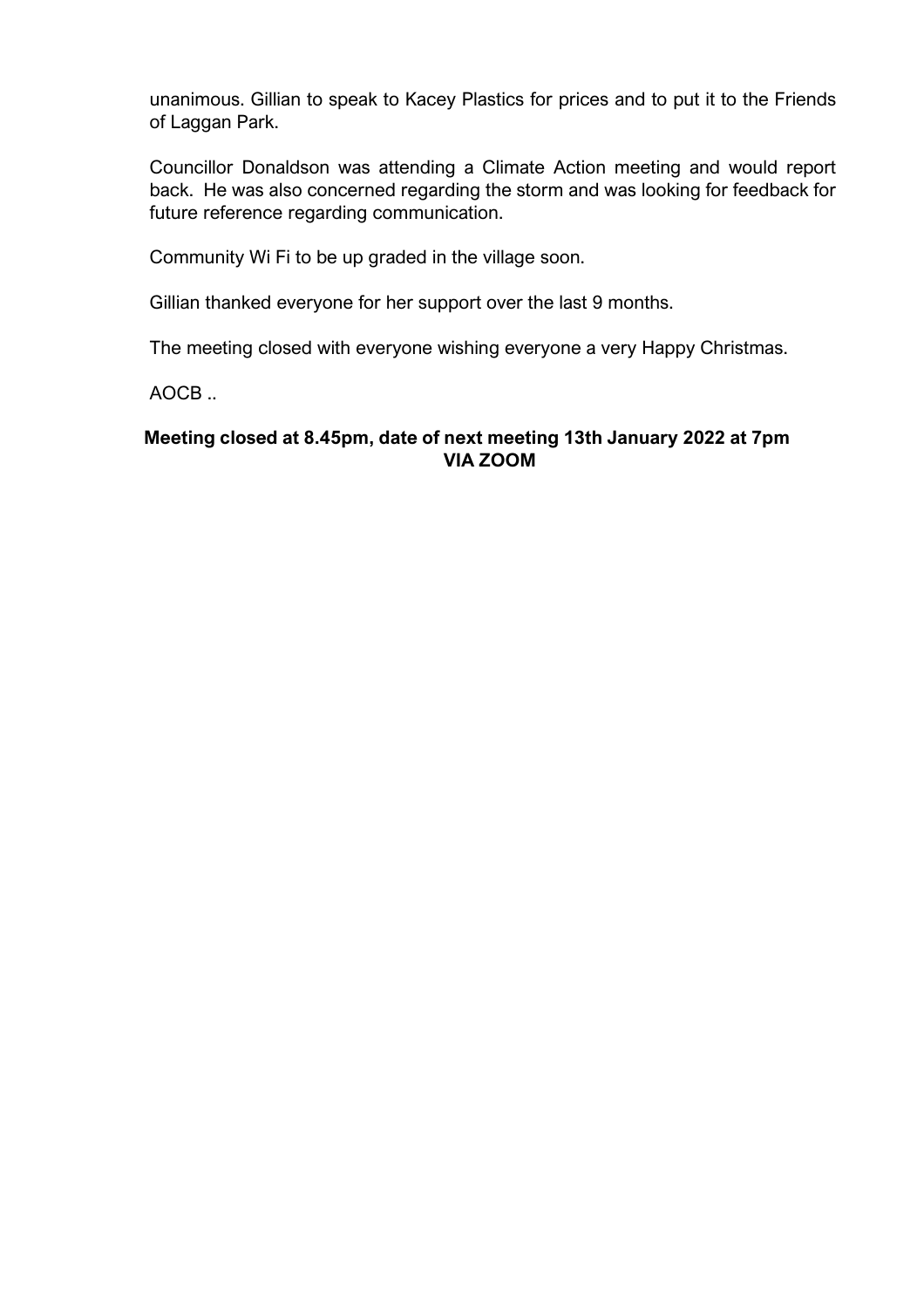unanimous. Gillian to speak to Kacey Plastics for prices and to put it to the Friends of Laggan Park.

Councillor Donaldson was attending a Climate Action meeting and would report back. He was also concerned regarding the storm and was looking for feedback for future reference regarding communication.

Community Wi Fi to be up graded in the village soon.

Gillian thanked everyone for her support over the last 9 months.

The meeting closed with everyone wishing everyone a very Happy Christmas.

AOCB ..

**Meeting closed at 8.45pm, date of next meeting 13th January 2022 at 7pm VIA ZOOM**